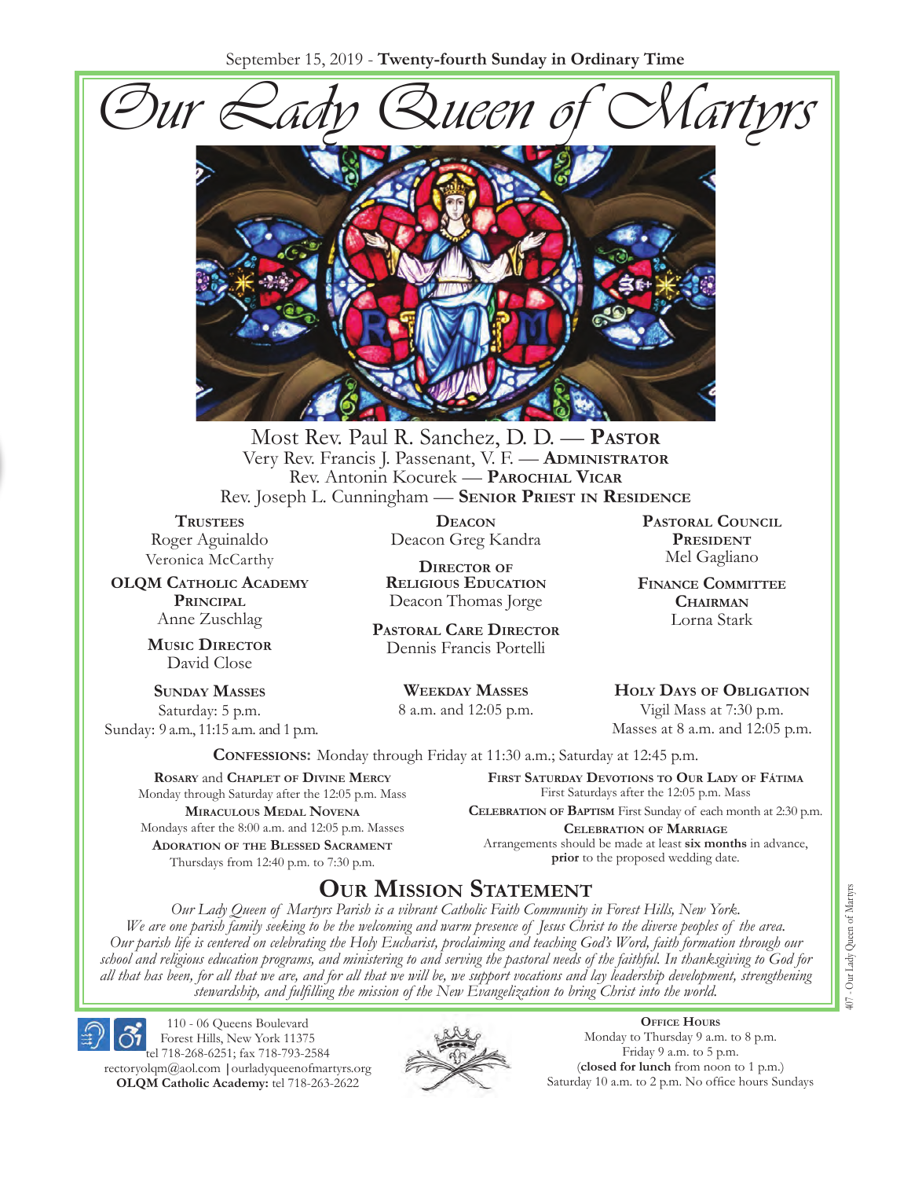September 15, 2019 - **Twenty-fourth Sunday in Ordinary Time**

# Our Lady Queen of Martyrs

Most Rev. Paul R. Sanchez, D. D. — **Pastor**
Very Rev. Francis J. Passenant, V. F. — **Administrator**
Rev. Antonin Kocurek — **Parochial Vicar**
Rev. Joseph L. Cunningham — **Senior Priest in Residence**

**Trustees**
Roger Aguinaldo
Veronica McCarthy

**OLQM Catholic Academy Principal**
Anne Zuschlag

**Music Director**
David Close

**Deacon**
Deacon Greg Kandra

**Director of Religious Education**
Deacon Thomas Jorge

**Pastoral Care Director**
Dennis Francis Portelli

**Pastoral Council President**
Mel Gagliano

**Finance Committee Chairman**
Lorna Stark

**Sunday Masses**
Saturday: 5 p.m.
Sunday: 9 a.m., 11:15 a.m. and 1 p.m.

**Weekday Masses**
8 a.m. and 12:05 p.m.

**Holy Days of Obligation**
Vigil Mass at 7:30 p.m.
Masses at 8 a.m. and 12:05 p.m.

**Confessions:** Monday through Friday at 11:30 a.m.; Saturday at 12:45 p.m.

**Rosary** and **Chaplet of Divine Mercy**
Monday through Saturday after the 12:05 p.m. Mass

**Miraculous Medal Novena**
Mondays after the 8:00 a.m. and 12:05 p.m. Masses

**Adoration of the Blessed Sacrament**
Thursdays from 12:40 p.m. to 7:30 p.m.

**First Saturday Devotions to Our Lady of Fátima**
First Saturdays after the 12:05 p.m. Mass

**Celebration of Baptism** First Sunday of each month at 2:30 p.m.

**Celebration of Marriage**
Arrangements should be made at least **six months** in advance, **prior** to the proposed wedding date.

## Our Mission Statement

*Our Lady Queen of Martyrs Parish is a vibrant Catholic Faith Community in Forest Hills, New York. We are one parish family seeking to be the welcoming and warm presence of Jesus Christ to the diverse peoples of the area. Our parish life is centered on celebrating the Holy Eucharist, proclaiming and teaching God's Word, faith formation through our school and religious education programs, and ministering to and serving the pastoral needs of the faithful. In thanksgiving to God for all that has been, for all that we are, and for all that we will be, we support vocations and lay leadership development, strengthening stewardship, and fulfilling the mission of the New Evangelization to bring Christ into the world.*

110 - 06 Queens Boulevard
Forest Hills, New York 11375
tel 718-268-6251; fax 718-793-2584
rectoryolqm@aol.com | ourladyqueenofmartyrs.org
**OLQM Catholic Academy:** tel 718-263-2622

**Office Hours**
Monday to Thursday 9 a.m. to 8 p.m.
Friday 9 a.m. to 5 p.m.
(**closed for lunch** from noon to 1 p.m.)
Saturday 10 a.m. to 2 p.m. No office hours Sundays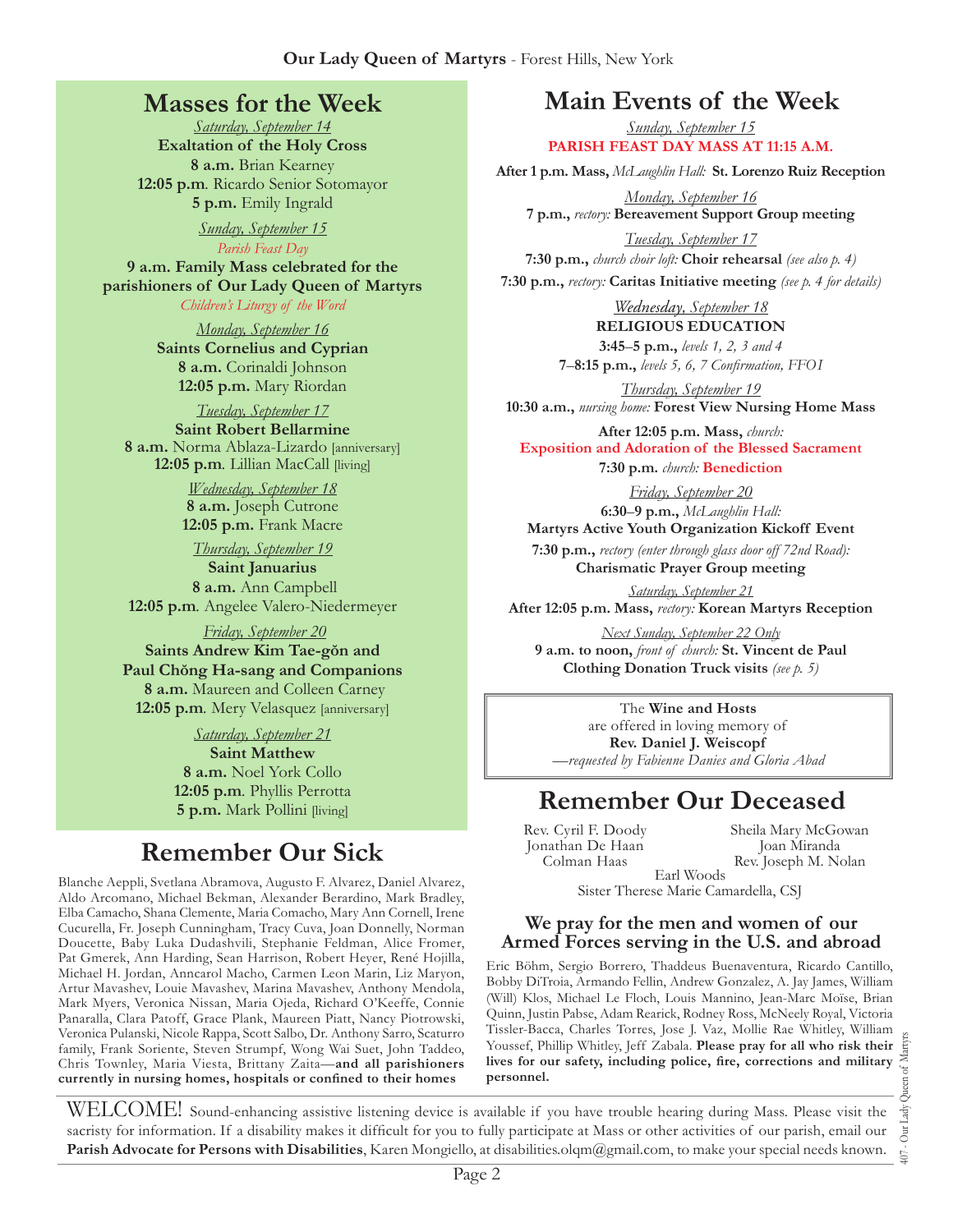## Masses for the Week

*Saturday, September 14*
**Exaltation of the Holy Cross**
**8 a.m.** Brian Kearney
**12:05 p.m**. Ricardo Senior Sotomayor
**5 p.m.** Emily Ingrald

*Sunday, September 15*
*Parish Feast Day*
**9 a.m. Family Mass celebrated for the parishioners of Our Lady Queen of Martyrs**
*Children's Liturgy of the Word*

*Monday, September 16*
**Saints Cornelius and Cyprian**
**8 a.m.** Corinaldi Johnson
**12:05 p.m.** Mary Riordan

*Tuesday, September 17*
**Saint Robert Bellarmine**
**8 a.m.** Norma Ablaza-Lizardo [anniversary]
**12:05 p.m**. Lillian MacCall [living]

*Wednesday, September 18*
**8 a.m.** Joseph Cutrone
**12:05 p.m.** Frank Macre

*Thursday, September 19*
**Saint Januarius**
**8 a.m.** Ann Campbell
**12:05 p.m**. Angelee Valero-Niedermeyer

*Friday, September 20*
**Saints Andrew Kim Tae-gŏn and Paul Chŏng Ha-sang and Companions**
**8 a.m.** Maureen and Colleen Carney
**12:05 p.m**. Mery Velasquez [anniversary]

*Saturday, September 21*
**Saint Matthew**
**8 a.m.** Noel York Collo
**12:05 p.m**. Phyllis Perrotta
**5 p.m.** Mark Pollini [living]

## Remember Our Sick

Blanche Aeppli, Svetlana Abramova, Augusto F. Alvarez, Daniel Alvarez, Aldo Arcomano, Michael Bekman, Alexander Berardino, Mark Bradley, Elba Camacho, Shana Clemente, Maria Comacho, Mary Ann Cornell, Irene Cucurella, Fr. Joseph Cunningham, Tracy Cuva, Joan Donnelly, Norman Doucette, Baby Luka Dudashvili, Stephanie Feldman, Alice Fromer, Pat Gmerek, Ann Harding, Sean Harrison, Robert Heyer, René Hojilla, Michael H. Jordan, Anncarol Macho, Carmen Leon Marin, Liz Maryon, Artur Mavashev, Louie Mavashev, Marina Mavashev, Anthony Mendola, Mark Myers, Veronica Nissan, Maria Ojeda, Richard O'Keeffe, Connie Panaralla, Clara Patoff, Grace Plank, Maureen Piatt, Nancy Piotrowski, Veronica Pulanski, Nicole Rappa, Scott Salbo, Dr. Anthony Sarro, Scaturro family, Frank Soriente, Steven Strumpf, Wong Wai Suet, John Taddeo, Chris Townley, Maria Viesta, Brittany Zaita—**and all parishioners currently in nursing homes, hospitals or confined to their homes**

## Main Events of the Week

*Sunday, September 15*
**PARISH FEAST DAY MASS AT 11:15 A.M.**

**After 1 p.m. Mass,** *McLaughlin Hall:* **St. Lorenzo Ruiz Reception**

*Monday, September 16*
**7 p.m.,** *rectory:* **Bereavement Support Group meeting**

*Tuesday, September 17*
**7:30 p.m.,** *church choir loft:* **Choir rehearsal** *(see also p. 4)*
**7:30 p.m.,** *rectory:* **Caritas Initiative meeting** *(see p. 4 for details)*

*Wednesday, September 18*
**RELIGIOUS EDUCATION**
**3:45–5 p.m.,** *levels 1, 2, 3 and 4*
**7–8:15 p.m.,** *levels 5, 6, 7 Confirmation, FFOI*

*Thursday, September 19*
**10:30 a.m.,** *nursing home:* **Forest View Nursing Home Mass**

**After 12:05 p.m. Mass,** *church:*
**Exposition and Adoration of the Blessed Sacrament**
**7:30 p.m.** *church:* **Benediction**

*Friday, September 20*
**6:30–9 p.m.,** *McLaughlin Hall:*
**Martyrs Active Youth Organization Kickoff Event**
**7:30 p.m.,** *rectory (enter through glass door off 72nd Road):*
**Charismatic Prayer Group meeting**

*Saturday, September 21*
**After 12:05 p.m. Mass,** *rectory:* **Korean Martyrs Reception**

*Next Sunday, September 22 Only*
**9 a.m. to noon,** *front of church:* **St. Vincent de Paul Clothing Donation Truck visits** *(see p. 5)*

The **Wine and Hosts** are offered in loving memory of **Rev. Daniel J. Weiscopf**
*—requested by Fabienne Danies and Gloria Abad*

## Remember Our Deceased

Rev. Cyril F. Doody
Jonathan De Haan
Colman Haas
Sheila Mary McGowan
Joan Miranda
Rev. Joseph M. Nolan
Earl Woods
Sister Therese Marie Camardella, CSJ

### We pray for the men and women of our Armed Forces serving in the U.S. and abroad

Eric Böhm, Sergio Borrero, Thaddeus Buenaventura, Ricardo Cantillo, Bobby DiTroia, Armando Fellin, Andrew Gonzalez, A. Jay James, William (Will) Klos, Michael Le Floch, Louis Mannino, Jean-Marc Moïse, Brian Quinn, Justin Pabse, Adam Rearick, Rodney Ross, McNeely Royal, Victoria Tissler-Bacca, Charles Torres, Jose J. Vaz, Mollie Rae Whitley, William Youssef, Phillip Whitley, Jeff Zabala. **Please pray for all who risk their lives for our safety, including police, fire, corrections and military personnel.**

WELCOME! Sound-enhancing assistive listening device is available if you have trouble hearing during Mass. Please visit the sacristy for information. If a disability makes it difficult for you to fully participate at Mass or other activities of our parish, email our **Parish Advocate for Persons with Disabilities**, Karen Mongiello, at disabilities.olqm@gmail.com, to make your special needs known.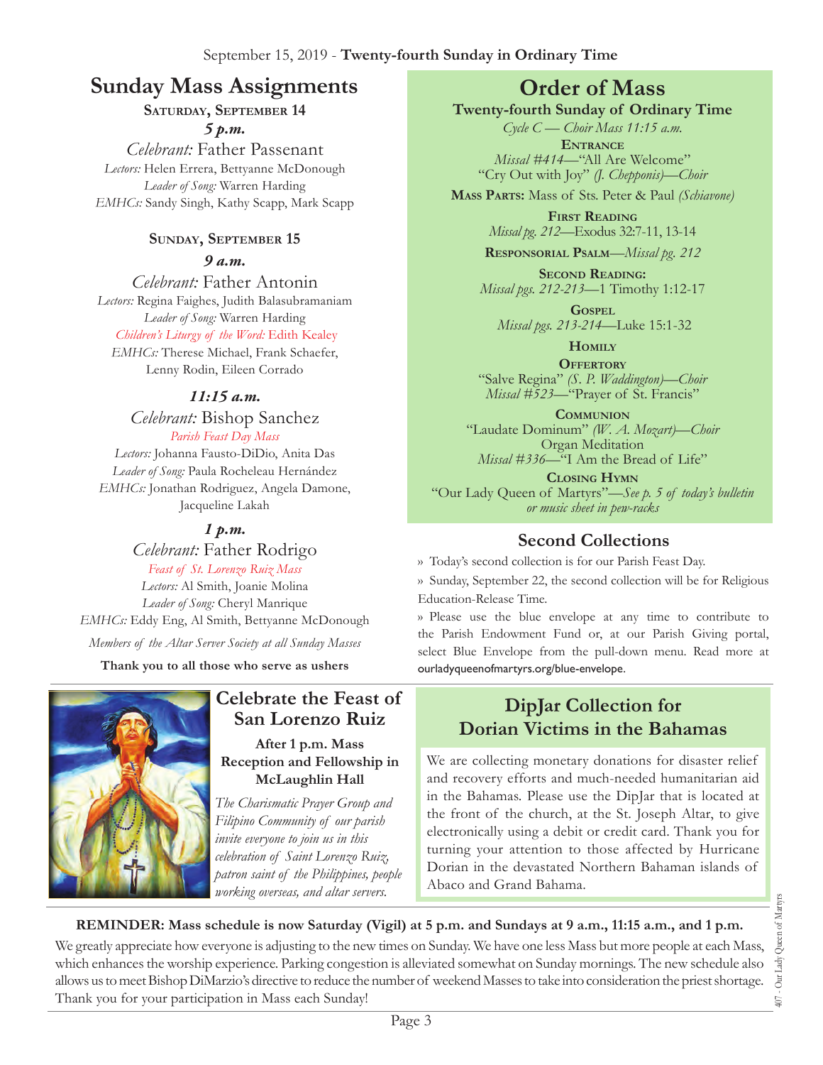September 15, 2019 - **Twenty-fourth Sunday in Ordinary Time**

# Sunday Mass Assignments

**Saturday, September 14**

***5 p.m.***

*Celebrant:* Father Passenant
*Lectors:* Helen Errera, Bettyanne McDonough
*Leader of Song:* Warren Harding
*EMHCs:* Sandy Singh, Kathy Scapp, Mark Scapp

**Sunday, September 15**

***9 a.m.***

*Celebrant:* Father Antonin
*Lectors:* Regina Faighes, Judith Balasubramaniam
*Leader of Song:* Warren Harding
*Children's Liturgy of the Word:* Edith Kealey
*EMHCs:* Therese Michael, Frank Schaefer, Lenny Rodin, Eileen Corrado

***11:15 a.m.***

*Celebrant:* Bishop Sanchez
*Parish Feast Day Mass*
*Lectors:* Johanna Fausto-DiDio, Anita Das
*Leader of Song:* Paula Rocheleau Hernández
*EMHCs:* Jonathan Rodriguez, Angela Damone, Jacqueline Lakah

***1 p.m.***

*Celebrant:* Father Rodrigo
*Feast of St. Lorenzo Ruiz Mass*
*Lectors:* Al Smith, Joanie Molina
*Leader of Song:* Cheryl Manrique
*EMHCs:* Eddy Eng, Al Smith, Bettyanne McDonough

*Members of the Altar Server Society at all Sunday Masses*

**Thank you to all those who serve as ushers**

# Order of Mass

**Twenty-fourth Sunday of Ordinary Time**

*Cycle C — Choir Mass 11:15 a.m.*

**Entrance**
*Missal #414*—"All Are Welcome"
"Cry Out with Joy" *(J. Chepponis)—Choir*

**Mass Parts:** Mass of Sts. Peter & Paul *(Schiavone)*

**First Reading**
*Missal pg. 212*—Exodus 32:7-11, 13-14

**Responsorial Psalm**—*Missal pg. 212*

**Second Reading:**
*Missal pgs. 212-213*—1 Timothy 1:12-17

**Gospel**
*Missal pgs. 213-214*—Luke 15:1-32

**Homily**

**Offertory**
"Salve Regina" *(S. P. Waddington)—Choir*
*Missal #523*—"Prayer of St. Francis"

**Communion**
"Laudate Dominum" *(W. A. Mozart)—Choir*
Organ Meditation
*Missal #336*—"I Am the Bread of Life"

**Closing Hymn**
"Our Lady Queen of Martyrs"—*See p. 5 of today's bulletin or music sheet in pew-racks*

## Second Collections

» Today's second collection is for our Parish Feast Day.

» Sunday, September 22, the second collection will be for Religious Education-Release Time.

» Please use the blue envelope at any time to contribute to the Parish Endowment Fund or, at our Parish Giving portal, select Blue Envelope from the pull-down menu. Read more at ourladyqueenofmartyrs.org/blue-envelope.

## Celebrate the Feast of San Lorenzo Ruiz

**After 1 p.m. Mass Reception and Fellowship in McLaughlin Hall**

*The Charismatic Prayer Group and Filipino Community of our parish invite everyone to join us in this celebration of Saint Lorenzo Ruiz, patron saint of the Philippines, people working overseas, and altar servers.*

## DipJar Collection for Dorian Victims in the Bahamas

We are collecting monetary donations for disaster relief and recovery efforts and much-needed humanitarian aid in the Bahamas. Please use the DipJar that is located at the front of the church, at the St. Joseph Altar, to give electronically using a debit or credit card. Thank you for turning your attention to those affected by Hurricane Dorian in the devastated Northern Bahaman islands of Abaco and Grand Bahama.

**REMINDER: Mass schedule is now Saturday (Vigil) at 5 p.m. and Sundays at 9 a.m., 11:15 a.m., and 1 p.m.**

We greatly appreciate how everyone is adjusting to the new times on Sunday. We have one less Mass but more people at each Mass, which enhances the worship experience. Parking congestion is alleviated somewhat on Sunday mornings. The new schedule also allows us to meet Bishop DiMarzio's directive to reduce the number of weekend Masses to take into consideration the priest shortage. Thank you for your participation in Mass each Sunday!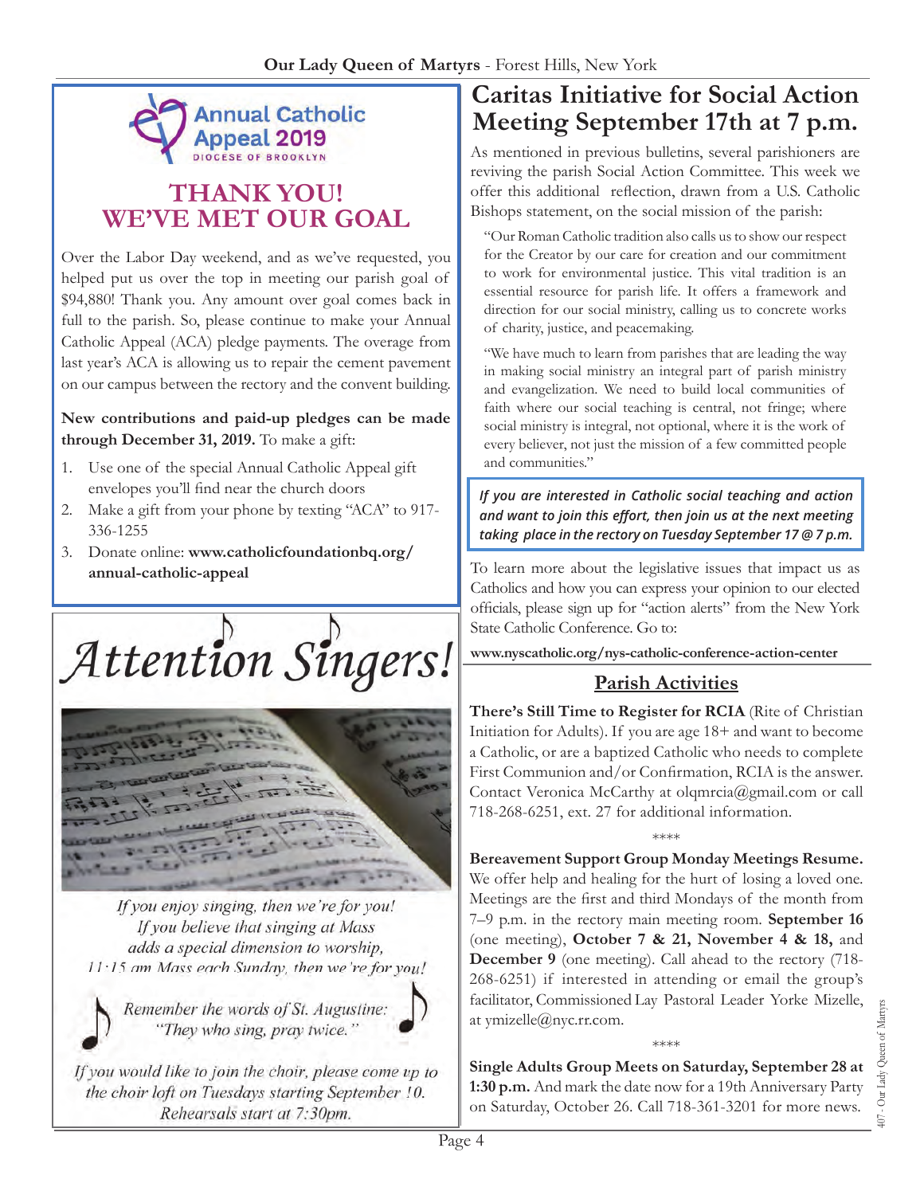Annual Catholic Appeal 2019
DIOCESE OF BROOKLYN

## THANK YOU! WE'VE MET OUR GOAL

Over the Labor Day weekend, and as we've requested, you helped put us over the top in meeting our parish goal of $94,880! Thank you. Any amount over goal comes back in full to the parish. So, please continue to make your Annual Catholic Appeal (ACA) pledge payments. The overage from last year's ACA is allowing us to repair the cement pavement on our campus between the rectory and the convent building.

**New contributions and paid-up pledges can be made through December 31, 2019.** To make a gift:

1. Use one of the special Annual Catholic Appeal gift envelopes you'll find near the church doors
2. Make a gift from your phone by texting "ACA" to 917-336-1255
3. Donate online: **www.catholicfoundationbq.org/annual-catholic-appeal**

## Attention Singers!

*If you enjoy singing, then we're for you!*
*If you believe that singing at Mass adds a special dimension to worship, 11:15 am Mass each Sunday, then we're for you!*

*Remember the words of St. Augustine: "They who sing, pray twice."*

*If you would like to join the choir, please come up to the choir loft on Tuesdays starting September 10. Rehearsals start at 7:30pm.*

## Caritas Initiative for Social Action Meeting September 17th at 7 p.m.

As mentioned in previous bulletins, several parishioners are reviving the parish Social Action Committee. This week we offer this additional reflection, drawn from a U.S. Catholic Bishops statement, on the social mission of the parish:

> "Our Roman Catholic tradition also calls us to show our respect for the Creator by our care for creation and our commitment to work for environmental justice. This vital tradition is an essential resource for parish life. It offers a framework and direction for our social ministry, calling us to concrete works of charity, justice, and peacemaking.
>
> "We have much to learn from parishes that are leading the way in making social ministry an integral part of parish ministry and evangelization. We need to build local communities of faith where our social teaching is central, not fringe; where social ministry is integral, not optional, where it is the work of every believer, not just the mission of a few committed people and communities."

***If you are interested in Catholic social teaching and action and want to join this effort, then join us at the next meeting taking place in the rectory on Tuesday September 17 @ 7 p.m.***

To learn more about the legislative issues that impact us as Catholics and how you can express your opinion to our elected officials, please sign up for "action alerts" from the New York State Catholic Conference. Go to:

**www.nyscatholic.org/nys-catholic-conference-action-center**

## Parish Activities

**There's Still Time to Register for RCIA** (Rite of Christian Initiation for Adults). If you are age 18+ and want to become a Catholic, or are a baptized Catholic who needs to complete First Communion and/or Confirmation, RCIA is the answer. Contact Veronica McCarthy at olqmrcia@gmail.com or call 718-268-6251, ext. 27 for additional information.

\*\*\*\*

**Bereavement Support Group Monday Meetings Resume.** We offer help and healing for the hurt of losing a loved one. Meetings are the first and third Mondays of the month from 7–9 p.m. in the rectory main meeting room. **September 16** (one meeting), **October 7 & 21, November 4 & 18,** and **December 9** (one meeting). Call ahead to the rectory (718-268-6251) if interested in attending or email the group's facilitator, Commissioned Lay Pastoral Leader Yorke Mizelle, at ymizelle@nyc.rr.com.

\*\*\*\*

**Single Adults Group Meets on Saturday, September 28 at 1:30 p.m.** And mark the date now for a 19th Anniversary Party on Saturday, October 26. Call 718-361-3201 for more news.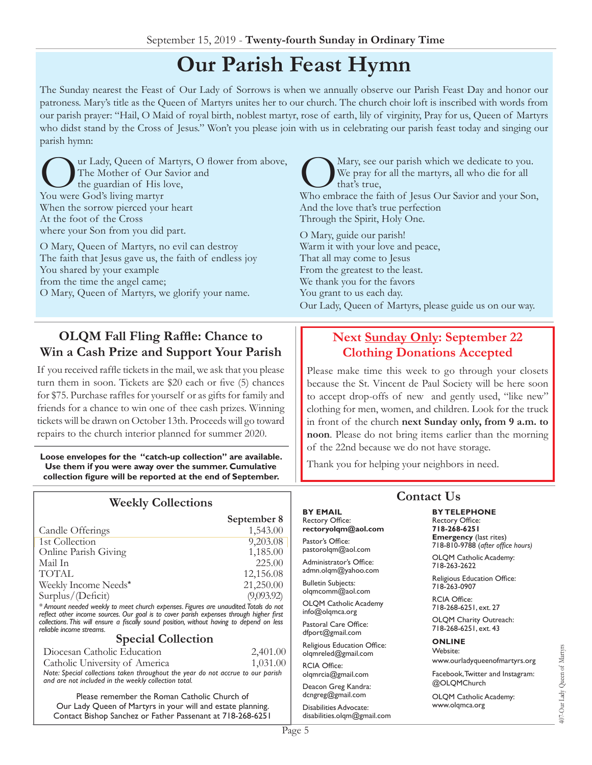# Our Parish Feast Hymn

The Sunday nearest the Feast of Our Lady of Sorrows is when we annually observe our Parish Feast Day and honor our patroness. Mary's title as the Queen of Martyrs unites her to our church. The church choir loft is inscribed with words from our parish prayer: "Hail, O Maid of royal birth, noblest martyr, rose of earth, lily of virginity, Pray for us, Queen of Martyrs who didst stand by the Cross of Jesus." Won't you please join with us in celebrating our parish feast today and singing our parish hymn:

Our Lady, Queen of Martyrs, O flower from above,
The Mother of Our Savior and
the guardian of His love,
You were God's living martyr
When the sorrow pierced your heart
At the foot of the Cross
where your Son from you did part.

O Mary, Queen of Martyrs, no evil can destroy
The faith that Jesus gave us, the faith of endless joy
You shared by your example
from the time the angel came;
O Mary, Queen of Martyrs, we glorify your name.

O Mary, see our parish which we dedicate to you.
We pray for all the martyrs, all who die for all
that's true,
Who embrace the faith of Jesus Our Savior and your Son,
And the love that's true perfection
Through the Spirit, Holy One.

O Mary, guide our parish!
Warm it with your love and peace,
That all may come to Jesus
From the greatest to the least.
We thank you for the favors
You grant to us each day.
Our Lady, Queen of Martyrs, please guide us on our way.

## OLQM Fall Fling Raffle: Chance to Win a Cash Prize and Support Your Parish

If you received raffle tickets in the mail, we ask that you please turn them in soon. Tickets are $20 each or five (5) chances for $75. Purchase raffles for yourself or as gifts for family and friends for a chance to win one of thee cash prizes. Winning tickets will be drawn on October 13th. Proceeds will go toward repairs to the church interior planned for summer 2020.

**Loose envelopes for the "catch-up collection" are available. Use them if you were away over the summer. Cumulative collection figure will be reported at the end of September.**

## Next Sunday Only: September 22 Clothing Donations Accepted

Please make time this week to go through your closets because the St. Vincent de Paul Society will be here soon to accept drop-offs of new and gently used, "like new" clothing for men, women, and children. Look for the truck in front of the church **next Sunday only, from 9 a.m. to noon**. Please do not bring items earlier than the morning of the 22nd because we do not have storage.

Thank you for helping your neighbors in need.

## Weekly Collections

| | September 8 |
|---|---|
| Candle Offerings | 1,543.00 |
| 1st Collection | 9,203.08 |
| Online Parish Giving | 1,185.00 |
| Mail In | 225.00 |
| TOTAL | 12,156.08 |
| Weekly Income Needs* | 21,250.00 |
| Surplus/(Deficit) | (9,093.92) |

*\*Amount needed weekly to meet church expenses. Figures are unaudited. Totals do not reflect other income sources. Our goal is to cover parish expenses through higher first collections. This will ensure a fiscally sound position, without having to depend on less reliable income streams.*

## Special Collection

| | |
|---|---|
| Diocesan Catholic Education | 2,401.00 |
| Catholic University of America | 1,031.00 |

*Note: Special collections taken throughout the year do not accrue to our parish and are not included in the weekly collection total.*

Please remember the Roman Catholic Church of Our Lady Queen of Martyrs in your will and estate planning. Contact Bishop Sanchez or Father Passenant at 718-268-6251

## Contact Us

**BY EMAIL**

Rectory Office:
**rectoryolqm@aol.com**

Pastor's Office:
pastorolqm@aol.com

Administrator's Office:
admn.olqm@yahoo.com

Bulletin Subjects:
olqmcomm@aol.com

OLQM Catholic Academy
info@olqmca.org

Pastoral Care Office:
dfport@gmail.com

Religious Education Office:
olqmreled@gmail.com

RCIA Office:
olqmrcia@gmail.com

Deacon Greg Kandra:
dcngreg@gmail.com

Disabilities Advocate:
disabilities.olqm@gmail.com

**BY TELEPHONE**

Rectory Office:
**718-268-6251**

**Emergency** (last rites)
718-810-9788 *(after office hours)*

OLQM Catholic Academy:
718-263-2622

Religious Education Office:
718-263-0907

RCIA Office:
718-268-6251, ext. 27

OLQM Charity Outreach:
718-268-6251, ext. 43

**ONLINE**

Website:
www.ourladyqueenofmartyrs.org

Facebook, Twitter and Instagram:
@OLQMChurch

OLQM Catholic Academy:
www.olqmca.org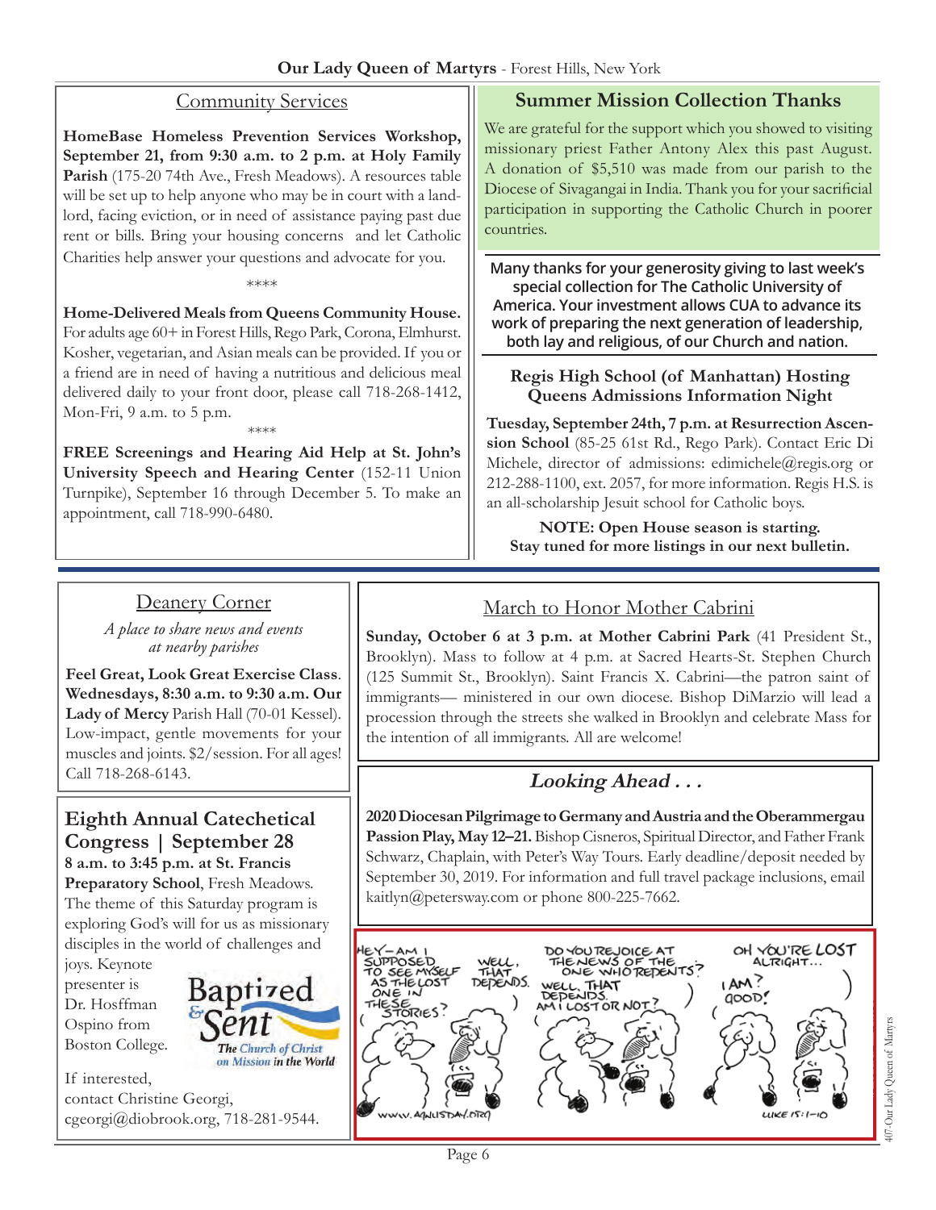## Community Services

**HomeBase Homeless Prevention Services Workshop, September 21, from 9:30 a.m. to 2 p.m. at Holy Family Parish** (175-20 74th Ave., Fresh Meadows). A resources table will be set up to help anyone who may be in court with a landlord, facing eviction, or in need of assistance paying past due rent or bills. Bring your housing concerns and let Catholic Charities help answer your questions and advocate for you.

\*\*\*\*

**Home-Delivered Meals from Queens Community House.** For adults age 60+ in Forest Hills, Rego Park, Corona, Elmhurst. Kosher, vegetarian, and Asian meals can be provided. If you or a friend are in need of having a nutritious and delicious meal delivered daily to your front door, please call 718-268-1412, Mon-Fri, 9 a.m. to 5 p.m.

\*\*\*\*

**FREE Screenings and Hearing Aid Help at St. John's University Speech and Hearing Center** (152-11 Union Turnpike), September 16 through December 5. To make an appointment, call 718-990-6480.

## Summer Mission Collection Thanks

We are grateful for the support which you showed to visiting missionary priest Father Antony Alex this past August. A donation of $5,510 was made from our parish to the Diocese of Sivagangai in India. Thank you for your sacrificial participation in supporting the Catholic Church in poorer countries.

**Many thanks for your generosity giving to last week's special collection for The Catholic University of America. Your investment allows CUA to advance its work of preparing the next generation of leadership, both lay and religious, of our Church and nation.**

### Regis High School (of Manhattan) Hosting Queens Admissions Information Night

**Tuesday, September 24th, 7 p.m. at Resurrection Ascension School** (85-25 61st Rd., Rego Park). Contact Eric Di Michele, director of admissions: edimichele@regis.org or 212-288-1100, ext. 2057, for more information. Regis H.S. is an all-scholarship Jesuit school for Catholic boys.

**NOTE: Open House season is starting. Stay tuned for more listings in our next bulletin.**

## Deanery Corner

*A place to share news and events at nearby parishes*

**Feel Great, Look Great Exercise Class**. **Wednesdays, 8:30 a.m. to 9:30 a.m. Our Lady of Mercy** Parish Hall (70-01 Kessel). Low-impact, gentle movements for your muscles and joints. $2/session. For all ages! Call 718-268-6143.

## Eighth Annual Catechetical Congress | September 28

**8 a.m. to 3:45 p.m. at St. Francis Preparatory School**, Fresh Meadows. The theme of this Saturday program is exploring God's will for us as missionary disciples in the world of challenges and joys. Keynote presenter is Dr. Hosffman Ospino from Boston College.

Baptized & Sent — The Church of Christ on Mission in the World

If interested, contact Christine Georgi, cgeorgi@diobrook.org, 718-281-9544.

## March to Honor Mother Cabrini

**Sunday, October 6 at 3 p.m. at Mother Cabrini Park** (41 President St., Brooklyn). Mass to follow at 4 p.m. at Sacred Hearts-St. Stephen Church (125 Summit St., Brooklyn). Saint Francis X. Cabrini—the patron saint of immigrants— ministered in our own diocese. Bishop DiMarzio will lead a procession through the streets she walked in Brooklyn and celebrate Mass for the intention of all immigrants. All are welcome!

## *Looking Ahead . . .*

**2020 Diocesan Pilgrimage to Germany and Austria and the Oberammergau Passion Play, May 12–21.** Bishop Cisneros, Spiritual Director, and Father Frank Schwarz, Chaplain, with Peter's Way Tours. Early deadline/deposit needed by September 30, 2019. For information and full travel package inclusions, email kaitlyn@petersway.com or phone 800-225-7662.

HEY—AM I SUPPOSED TO SEE MYSELF AS THE LOST ONE IN THESE STORIES? WELL, THAT DEPENDS.

DO YOU REJOICE AT THE NEWS OF THE ONE WHO REPENTS? WELL, THAT DEPENDS. AM I LOST OR NOT?

OH YOU'RE LOST ALRIGHT... I AM? GOOD!

WWW.AGNUSDAY.ORG

LUKE 15:1–10